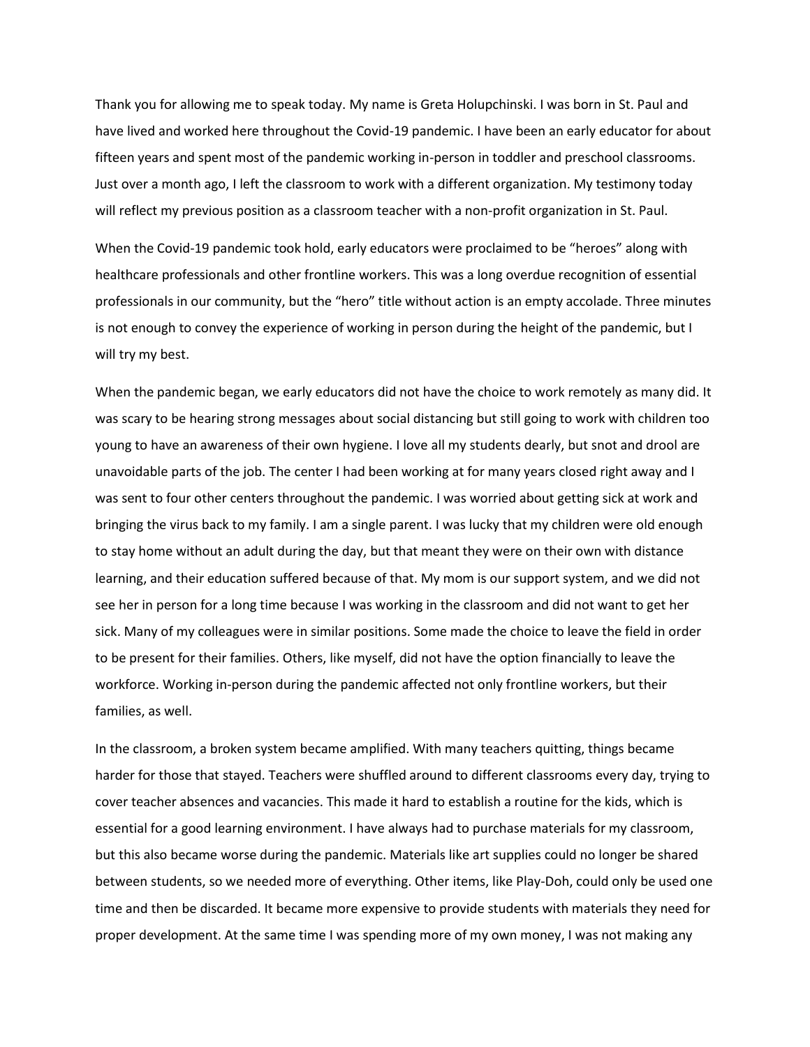Thank you for allowing me to speak today. My name is Greta Holupchinski. I was born in St. Paul and have lived and worked here throughout the Covid-19 pandemic. I have been an early educator for about fifteen years and spent most of the pandemic working in-person in toddler and preschool classrooms. Just over a month ago, I left the classroom to work with a different organization. My testimony today will reflect my previous position as a classroom teacher with a non-profit organization in St. Paul.

When the Covid-19 pandemic took hold, early educators were proclaimed to be "heroes" along with healthcare professionals and other frontline workers. This was a long overdue recognition of essential professionals in our community, but the "hero" title without action is an empty accolade. Three minutes is not enough to convey the experience of working in person during the height of the pandemic, but I will try my best.

When the pandemic began, we early educators did not have the choice to work remotely as many did. It was scary to be hearing strong messages about social distancing but still going to work with children too young to have an awareness of their own hygiene. I love all my students dearly, but snot and drool are unavoidable parts of the job. The center I had been working at for many years closed right away and I was sent to four other centers throughout the pandemic. I was worried about getting sick at work and bringing the virus back to my family. I am a single parent. I was lucky that my children were old enough to stay home without an adult during the day, but that meant they were on their own with distance learning, and their education suffered because of that. My mom is our support system, and we did not see her in person for a long time because I was working in the classroom and did not want to get her sick. Many of my colleagues were in similar positions. Some made the choice to leave the field in order to be present for their families. Others, like myself, did not have the option financially to leave the workforce. Working in-person during the pandemic affected not only frontline workers, but their families, as well.

In the classroom, a broken system became amplified. With many teachers quitting, things became harder for those that stayed. Teachers were shuffled around to different classrooms every day, trying to cover teacher absences and vacancies. This made it hard to establish a routine for the kids, which is essential for a good learning environment. I have always had to purchase materials for my classroom, but this also became worse during the pandemic. Materials like art supplies could no longer be shared between students, so we needed more of everything. Other items, like Play-Doh, could only be used one time and then be discarded. It became more expensive to provide students with materials they need for proper development. At the same time I was spending more of my own money, I was not making any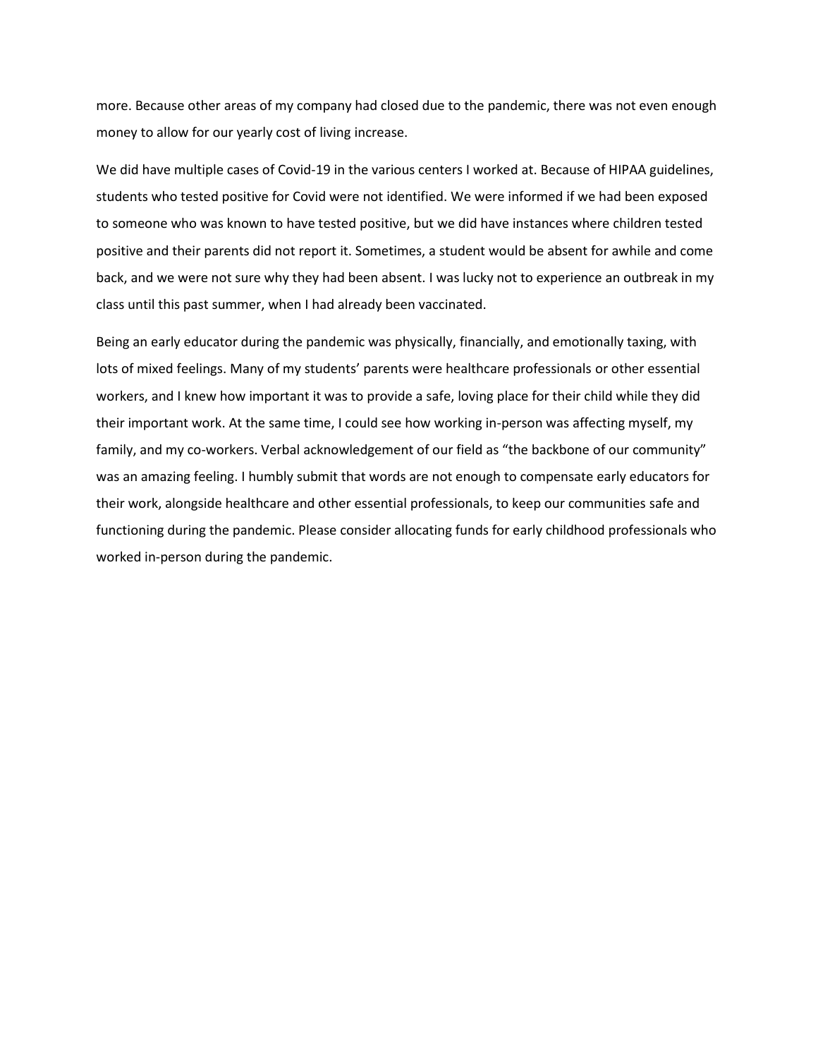more. Because other areas of my company had closed due to the pandemic, there was not even enough money to allow for our yearly cost of living increase.

We did have multiple cases of Covid-19 in the various centers I worked at. Because of HIPAA guidelines, students who tested positive for Covid were not identified. We were informed if we had been exposed to someone who was known to have tested positive, but we did have instances where children tested positive and their parents did not report it. Sometimes, a student would be absent for awhile and come back, and we were not sure why they had been absent. I was lucky not to experience an outbreak in my class until this past summer, when I had already been vaccinated.

Being an early educator during the pandemic was physically, financially, and emotionally taxing, with lots of mixed feelings. Many of my students' parents were healthcare professionals or other essential workers, and I knew how important it was to provide a safe, loving place for their child while they did their important work. At the same time, I could see how working in-person was affecting myself, my family, and my co-workers. Verbal acknowledgement of our field as "the backbone of our community" was an amazing feeling. I humbly submit that words are not enough to compensate early educators for their work, alongside healthcare and other essential professionals, to keep our communities safe and functioning during the pandemic. Please consider allocating funds for early childhood professionals who worked in-person during the pandemic.